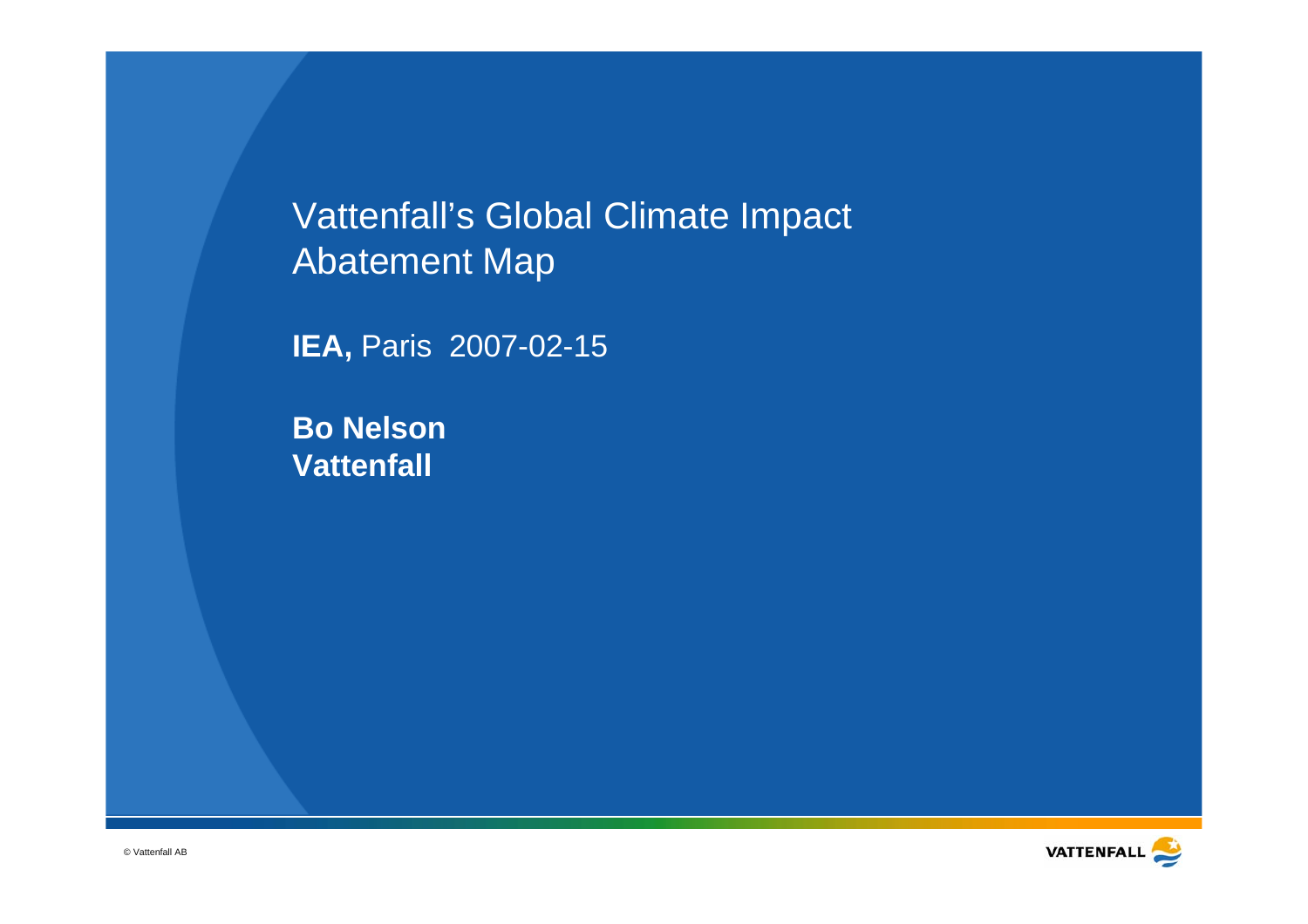# Vattenfall's Global Climate Impact Abatement Map

**IEA,** Paris 2007-02-15

**Bo Nelson**
**Vattenfall**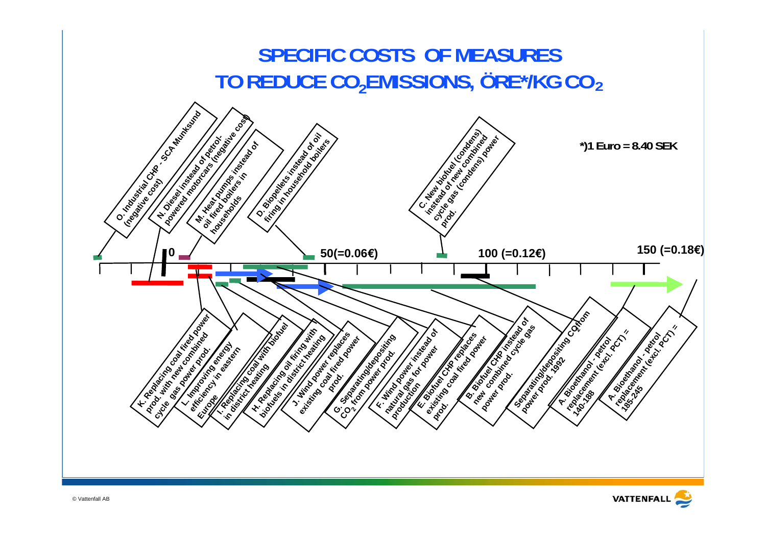# SPECIFIC COSTS OF MEASURES TO REDUCE $CO_2$ EMISSIONS, ÖRE*/KG $CO_2$

*)1 Euro = 8.40 SEK

0 — 50(=0.06€) — 100 (=0.12€) — 150 (=0.18€)

- O. Industrial CHP - SCA Munksund (negative cost)
- N. Diesel instead of petrol-powered motorcars (negative cost)
- M. Heat pumps instead of oil fired boilers in households
- D. Biopellets instead of oil firing in household boilers
- C. New biofuel (condens) instead of new combined cycle gas (condens) power prod.
- K. Replacing coal fired power prod. with new combined cycle gas power prod.
- L. Improving energy efficiency in eastern Europe
- I. Replacing coal with biofuel in district heating
- H. Replacing oil firing with biofuels in district heating
- J. Wind power replaces existing coal fired power prod.
- G. Separating/depositing $CO_2$ from power prod.
- F. Wind power instead of natural gas for power production
- E. Biofuel CHP replaces existing coal fired power prod.
- B. Biofuel CHP instead of new combined cycle gas power prod.
- Separating/depositing $CO_2$ from power prod. 1992
- A. Bioethanol - petrol replacement (excl. PCT) = 140-188
- A. Bioethanol - petrol replacement (excl. PCT) = 185-245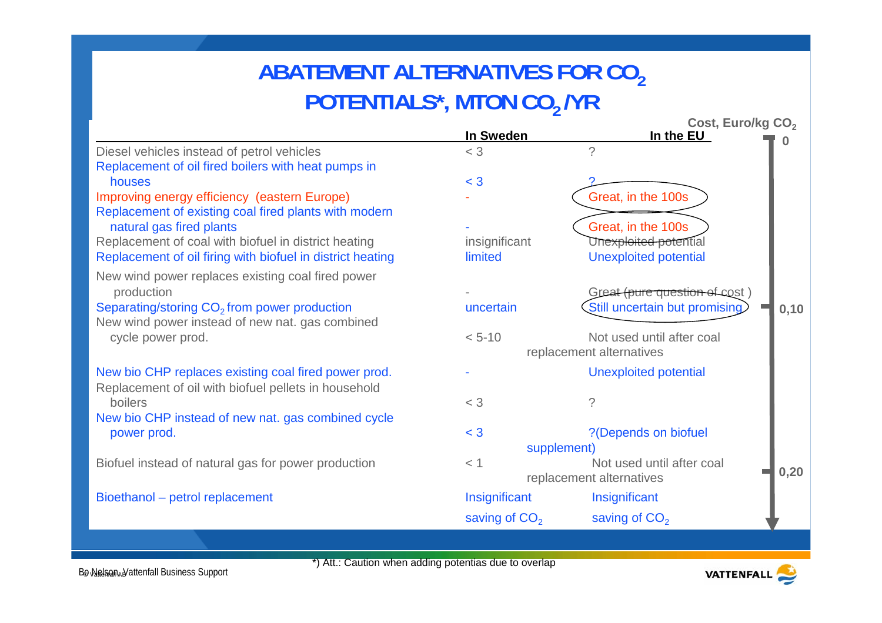# ABATEMENT ALTERNATIVES FOR $CO_2$ POTENTIALS*, MTON $CO_2$ /YR

| | In Sweden | In the EU | Cost, Euro/kg $CO_2$ |
|---|---|---|---|
| Diesel vehicles instead of petrol vehicles | < 3 | ? | 0 |
| Replacement of oil fired boilers with heat pumps in houses | < 3 | ? | |
| Improving energy efficiency (eastern Europe) | - | Great, in the 100s | |
| Replacement of existing coal fired plants with modern natural gas fired plants | - | Great, in the 100s | |
| Replacement of coal with biofuel in district heating | insignificant | ~~Unexploited potential~~ | |
| Replacement of oil firing with biofuel in district heating | limited | Unexploited potential | |
| New wind power replaces existing coal fired power production | - | Great ~~(pure question of cost )~~ | |
| Separating/storing $CO_2$ from power production | uncertain | Still uncertain but promising | 0,10 |
| New wind power instead of new nat. gas combined cycle power prod. | < 5-10 | Not used until after coal replacement alternatives | |
| New bio CHP replaces existing coal fired power prod. | - | Unexploited potential | |
| Replacement of oil with biofuel pellets in household boilers | < 3 | ? | |
| New bio CHP instead of new nat. gas combined cycle power prod. | < 3 | ?(Depends on biofuel supplement) | |
| Biofuel instead of natural gas for power production | < 1 | Not used until after coal replacement alternatives | 0,20 |
| Bioethanol – petrol replacement | Insignificant saving of $CO_2$ | Insignificant saving of $CO_2$ | |

*) Att.: Caution when adding potentias due to overlap

Bo Nelson, Vattenfall Business Support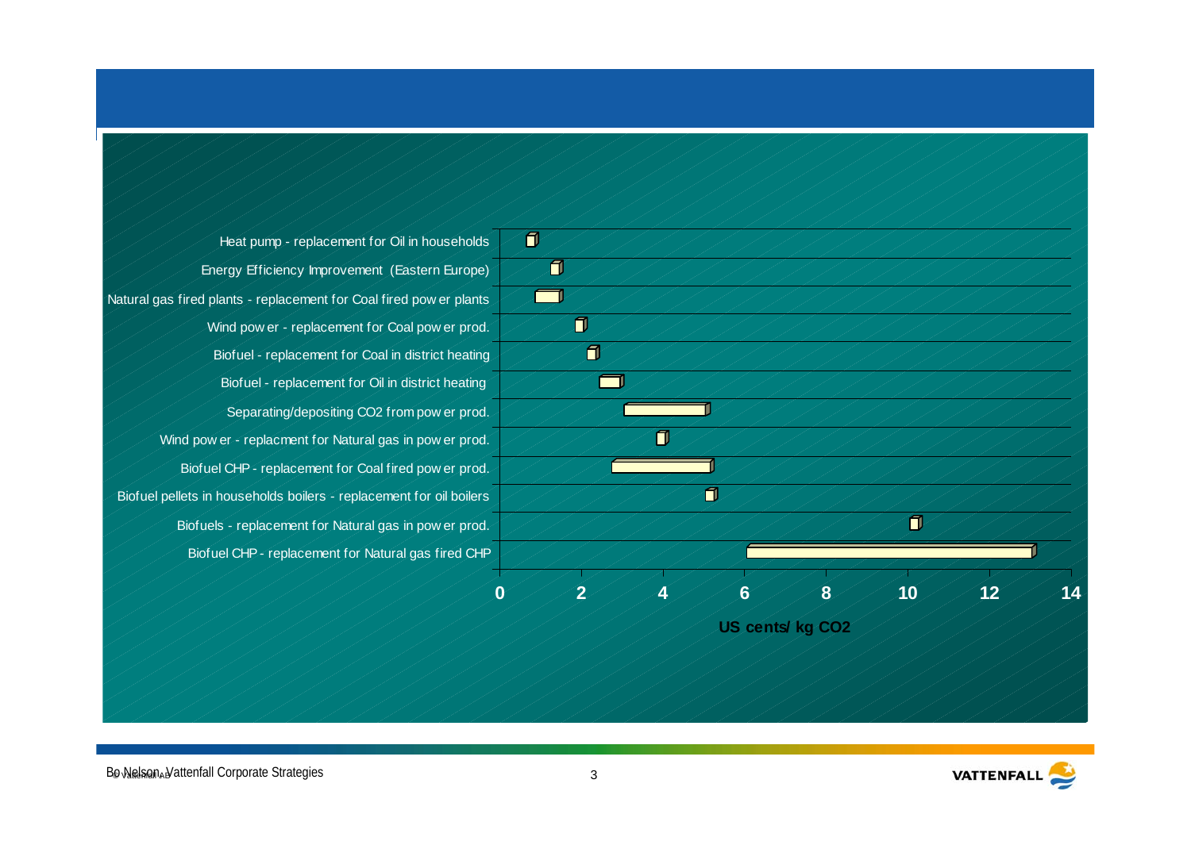| Measure | US cents/ kg $CO_2$ (approx.) |
| --- | --- |
| Heat pump - replacement for Oil in households | ~0.7 |
| Energy Efficiency Improvement (Eastern Europe) | ~1.4 |
| Natural gas fired plants - replacement for Coal fired power plants | ~0.9–1.5 |
| Wind power - replacement for Coal power prod. | ~2 |
| Biofuel - replacement for Coal in district heating | ~2.3 |
| Biofuel - replacement for Oil in district heating | ~2.5–3 |
| Separating/depositing CO2 from power prod. | ~3–5 |
| Wind power - replacment for Natural gas in power prod. | ~3.9 |
| Biofuel CHP - replacement for Coal fired power prod. | ~2.7–5.2 |
| Biofuel pellets in households boilers - replacement for oil boilers | ~5.1 |
| Biofuels - replacement for Natural gas in power prod. | ~10.1 |
| Biofuel CHP - replacement for Natural gas fired CHP | ~6–13 |

US cents/ kg CO2

Bo Nelson, Vattenfall Corporate Strategies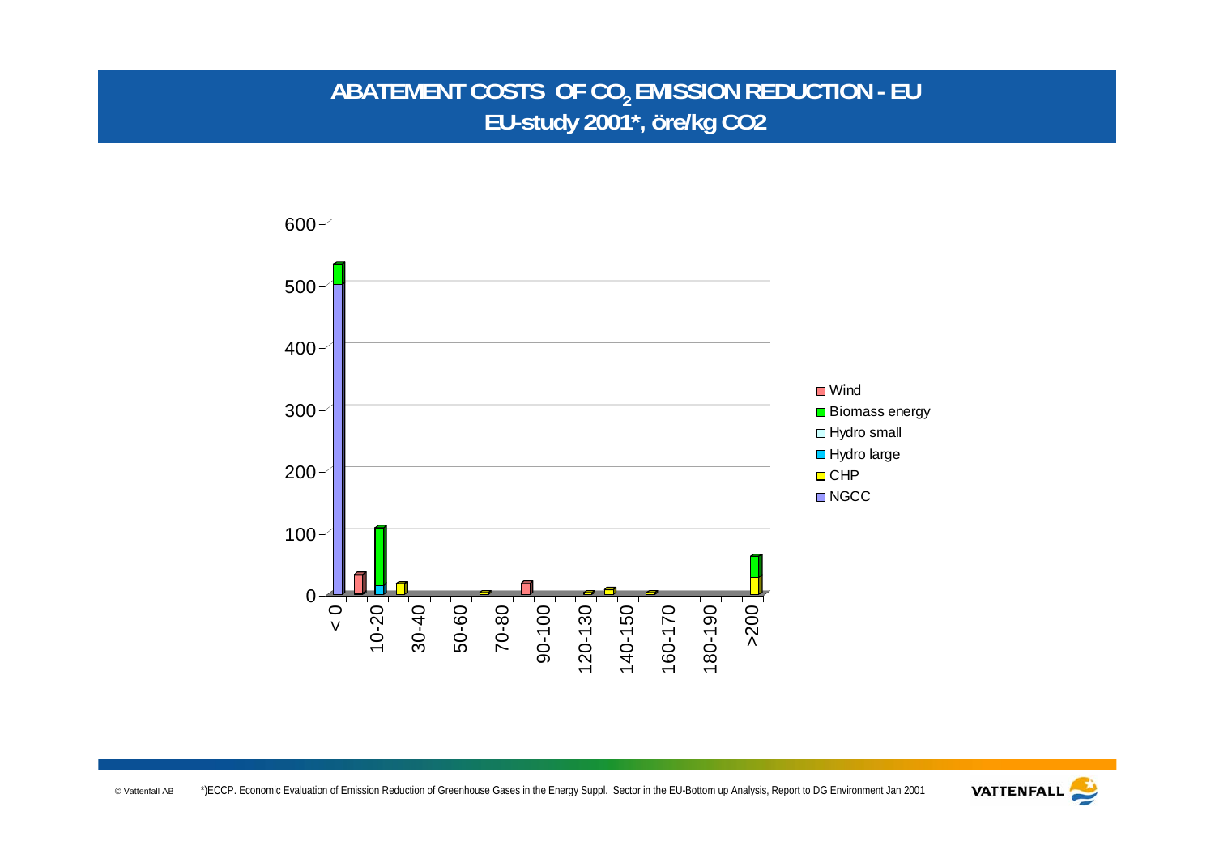# ABATEMENT COSTS OF $CO_2$ EMISSION REDUCTION - EU
## EU-study 2001*, öre/kg CO2

600
500
400
300
200
100
0

< 0 | 10-20 | 30-40 | 50-60 | 70-80 | 90-100 | 120-130 | 140-150 | 160-170 | 180-190 | >200

- Wind
- Biomass energy
- Hydro small
- Hydro large
- CHP
- NGCC

*)ECCP. Economic Evaluation of Emission Reduction of Greenhouse Gases in the Energy Suppl. Sector in the EU-Bottom up Analysis, Report to DG Environment Jan 2001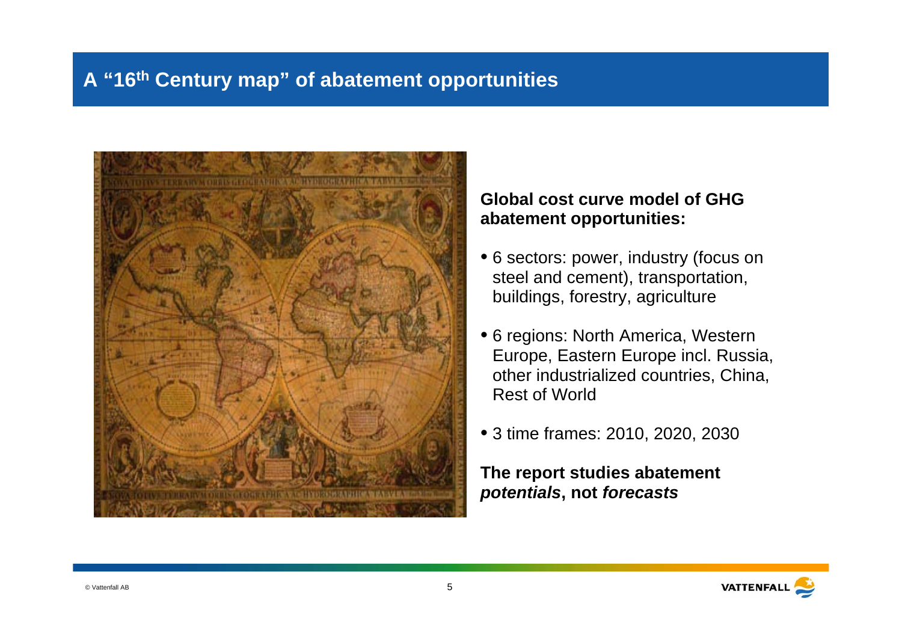# A "16th Century map" of abatement opportunities

**Global cost curve model of GHG abatement opportunities:**

- 6 sectors: power, industry (focus on steel and cement), transportation, buildings, forestry, agriculture
- 6 regions: North America, Western Europe, Eastern Europe incl. Russia, other industrialized countries, China, Rest of World
- 3 time frames: 2010, 2020, 2030

**The report studies abatement *potentials*, not *forecasts***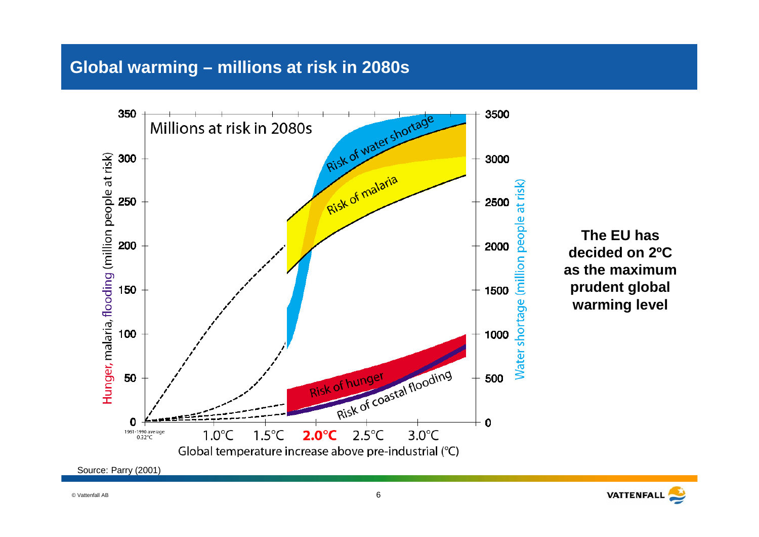# Global warming – millions at risk in 2080s

Millions at risk in 2080s

Hunger, malaria, flooding (million people at risk)

Water shortage (million people at risk)

Risk of water shortage

Risk of malaria

Risk of hunger

Risk of coastal flooding

1961-1990 average 0.32°C

1.0°C 1.5°C **2.0°C** 2.5°C 3.0°C

Global temperature increase above pre-industrial (°C)

**The EU has decided on 2ºC as the maximum prudent global warming level**

Source: Parry (2001)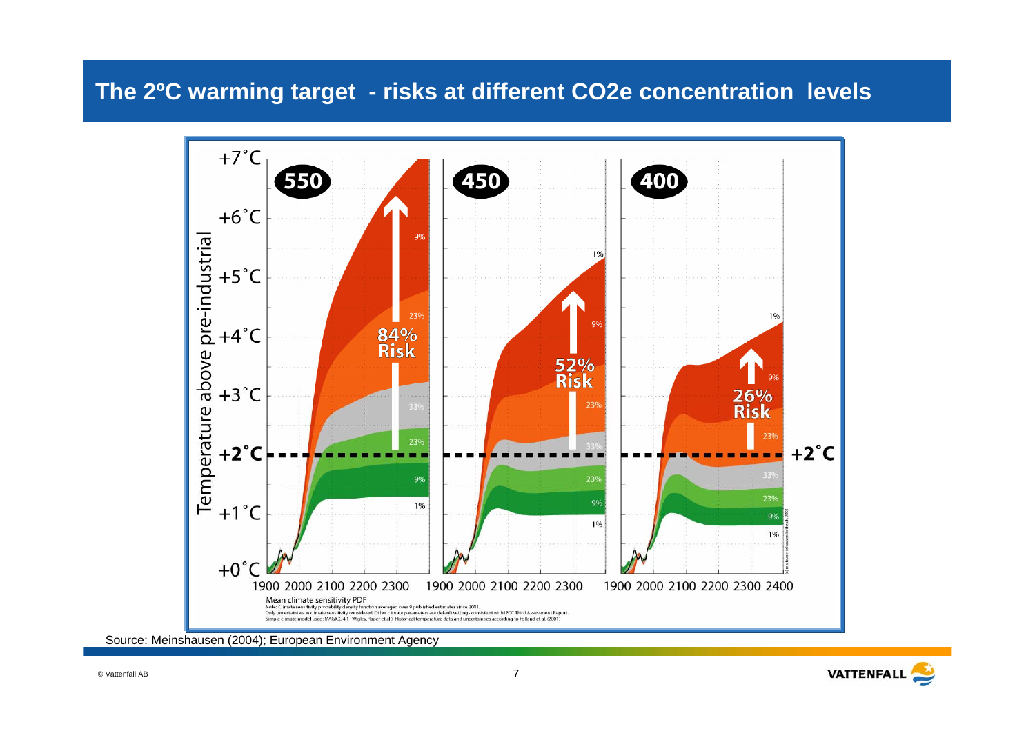# The 2ºC warming target - risks at different CO2e concentration levels

| Concentration | Risk of exceeding +2°C |
|---|---|
| 550 | 84% Risk |
| 450 | 52% Risk |
| 400 | 26% Risk |

Temperature above pre-industrial: +0°C to +7°C; time axis 1900–2400.

Mean climate sensitivity PDF
Note: Climate sensitivity probability density function averaged over 9 published estimates since 2001.
Only uncertainties in climate sensitivity considered. Other climate parameters are default settings consistent with IPCC Third Assessment Report.
Simple climate model used: MAGICC 4.1 (Wigley, Raper et al.) Historical temperature data and uncertainties according to Folland et al. (2001)

Source: Meinshausen (2004); European Environment Agency

© Vattenfall AB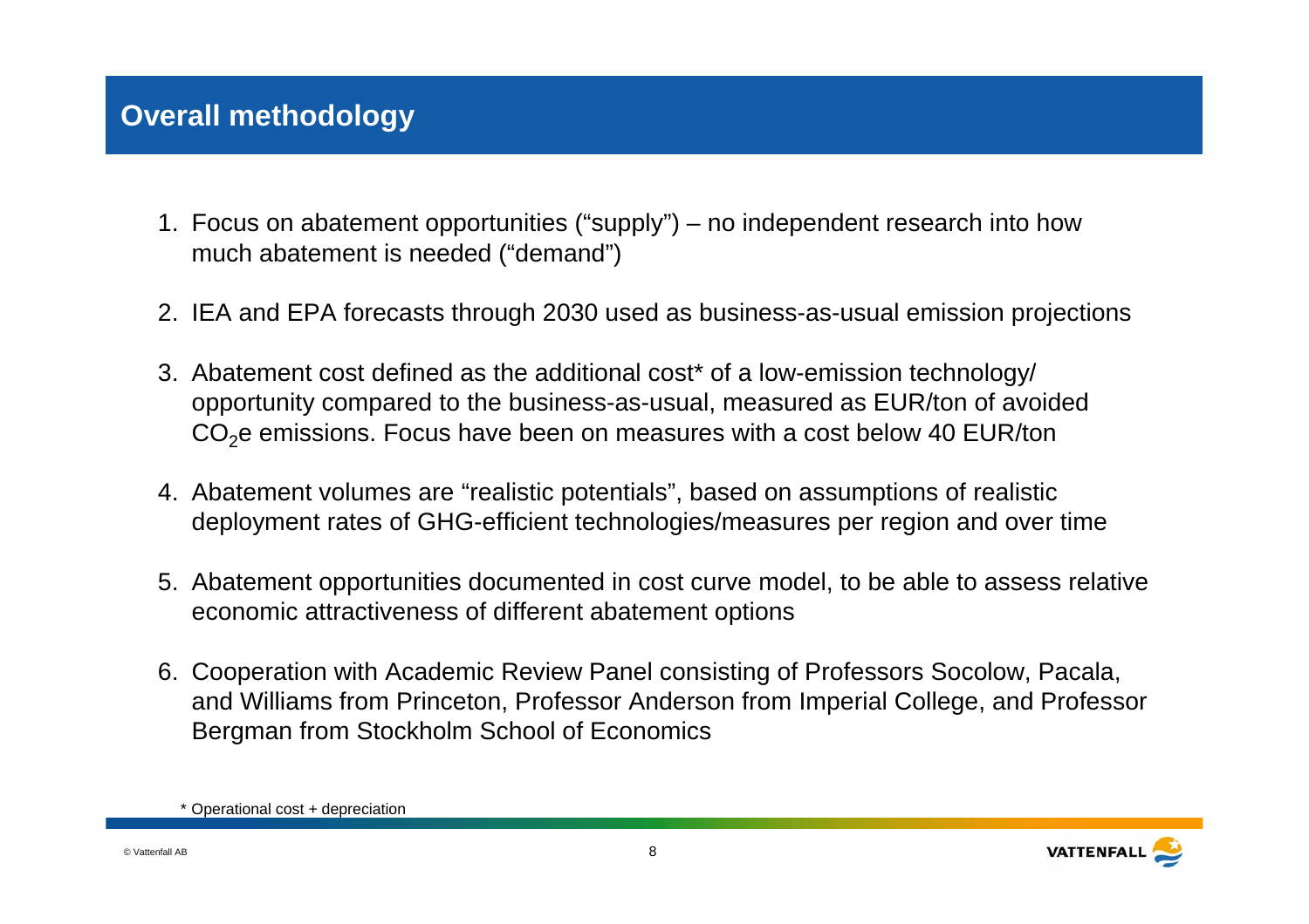# Overall methodology

1. Focus on abatement opportunities ("supply") – no independent research into how much abatement is needed ("demand")
2. IEA and EPA forecasts through 2030 used as business-as-usual emission projections
3. Abatement cost defined as the additional cost* of a low-emission technology/ opportunity compared to the business-as-usual, measured as EUR/ton of avoided $CO_2$e emissions. Focus have been on measures with a cost below 40 EUR/ton
4. Abatement volumes are "realistic potentials", based on assumptions of realistic deployment rates of GHG-efficient technologies/measures per region and over time
5. Abatement opportunities documented in cost curve model, to be able to assess relative economic attractiveness of different abatement options
6. Cooperation with Academic Review Panel consisting of Professors Socolow, Pacala, and Williams from Princeton, Professor Anderson from Imperial College, and Professor Bergman from Stockholm School of Economics

\* Operational cost + depreciation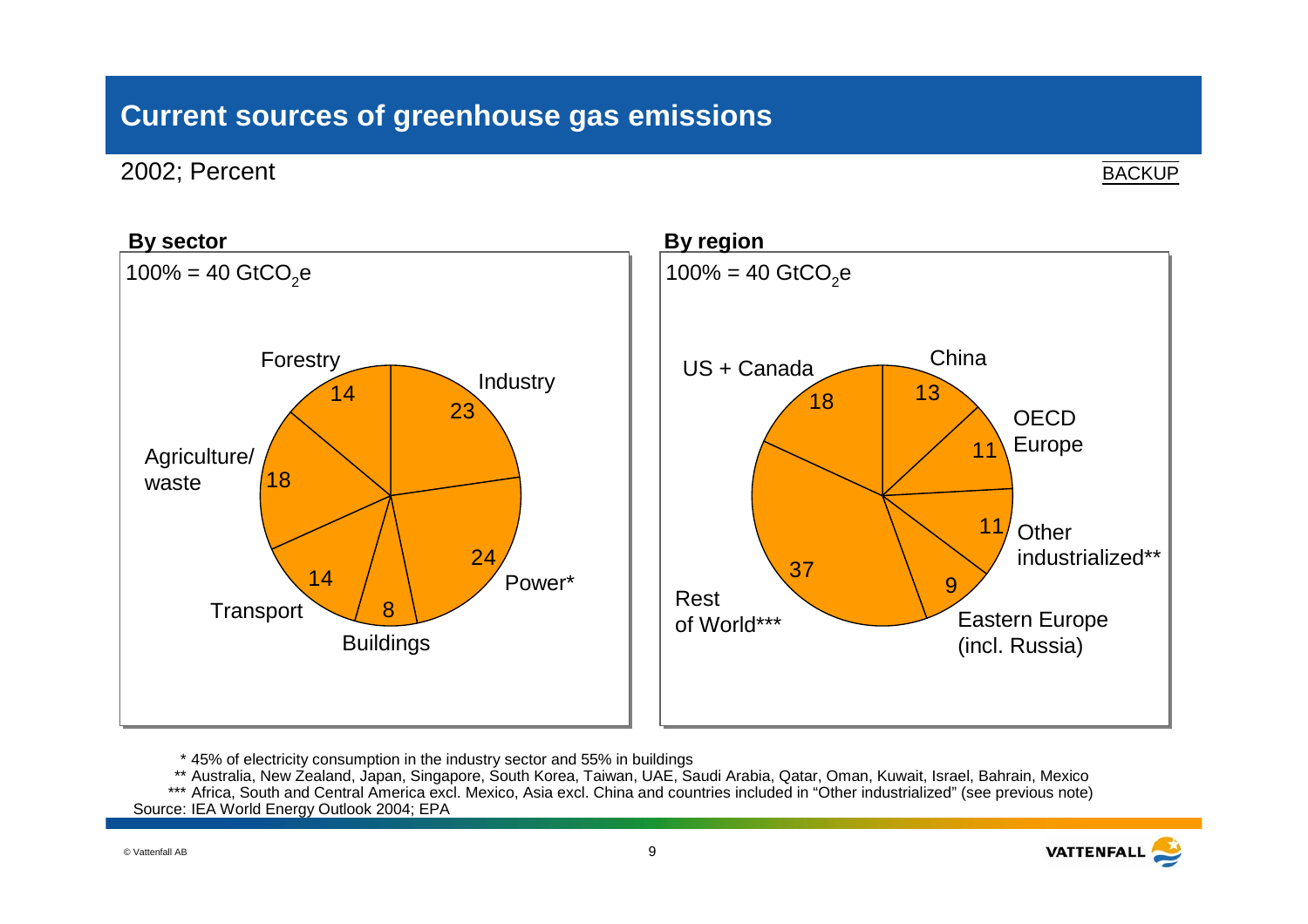# Current sources of greenhouse gas emissions

2002; Percent

BACKUP

**By sector**

100% = 40 $GtCO_2e$

| Sector | Percent |
| --- | --- |
| Industry | 23 |
| Power* | 24 |
| Buildings | 8 |
| Transport | 14 |
| Agriculture/ waste | 18 |
| Forestry | 14 |

**By region**

100% = 40 $GtCO_2e$

| Region | Percent |
| --- | --- |
| China | 13 |
| OECD Europe | 11 |
| Other industrialized** | 11 |
| Eastern Europe (incl. Russia) | 9 |
| Rest of World*** | 37 |
| US + Canada | 18 |

\* 45% of electricity consumption in the industry sector and 55% in buildings

** Australia, New Zealand, Japan, Singapore, South Korea, Taiwan, UAE, Saudi Arabia, Qatar, Oman, Kuwait, Israel, Bahrain, Mexico

*** Africa, South and Central America excl. Mexico, Asia excl. China and countries included in "Other industrialized" (see previous note)

Source: IEA World Energy Outlook 2004; EPA

© Vattenfall AB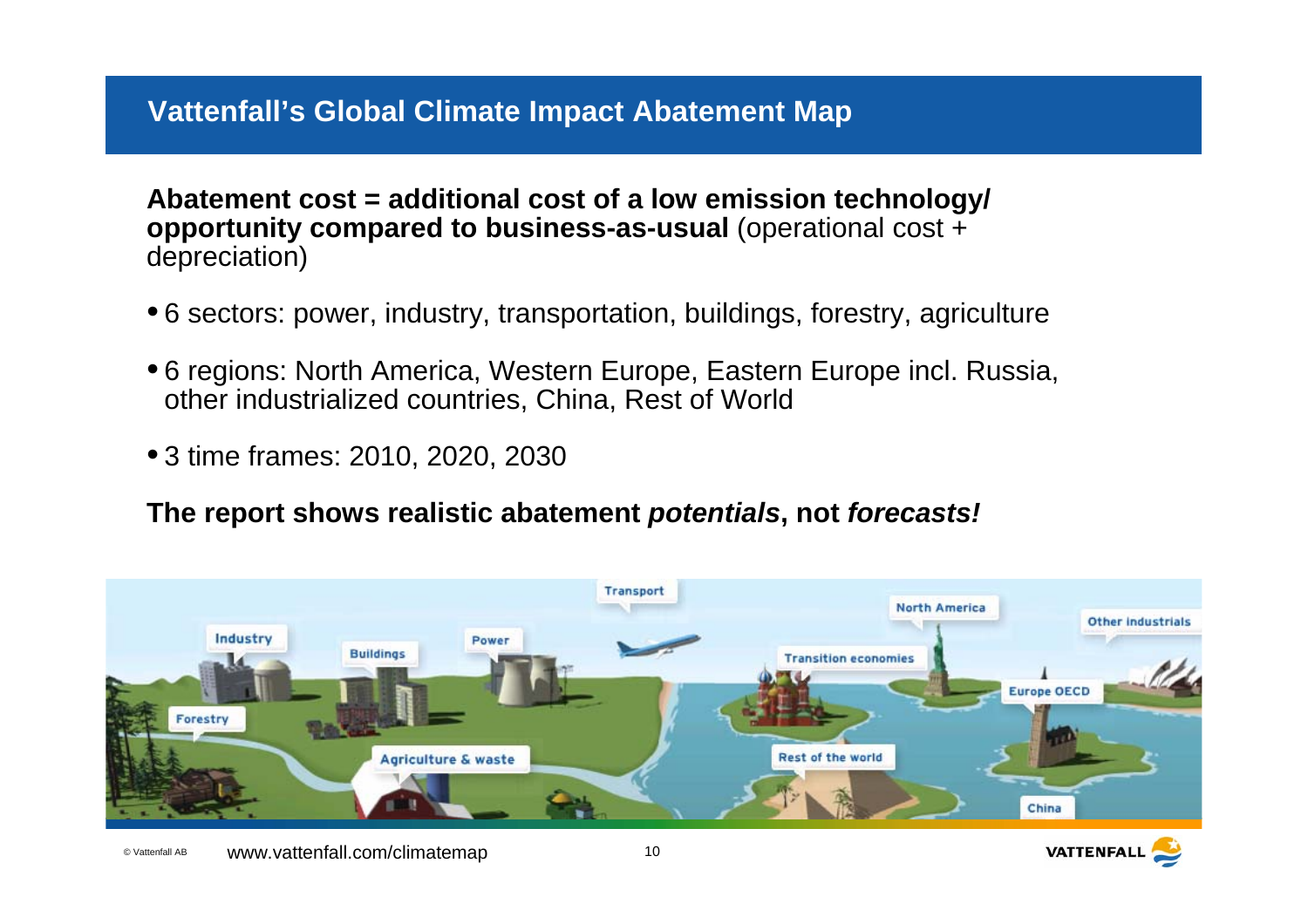# Vattenfall's Global Climate Impact Abatement Map

**Abatement cost = additional cost of a low emission technology/ opportunity compared to business-as-usual** (operational cost + depreciation)

- 6 sectors: power, industry, transportation, buildings, forestry, agriculture
- 6 regions: North America, Western Europe, Eastern Europe incl. Russia, other industrialized countries, China, Rest of World
- 3 time frames: 2010, 2020, 2030

**The report shows realistic abatement *potentials*, not *forecasts!***

www.vattenfall.com/climatemap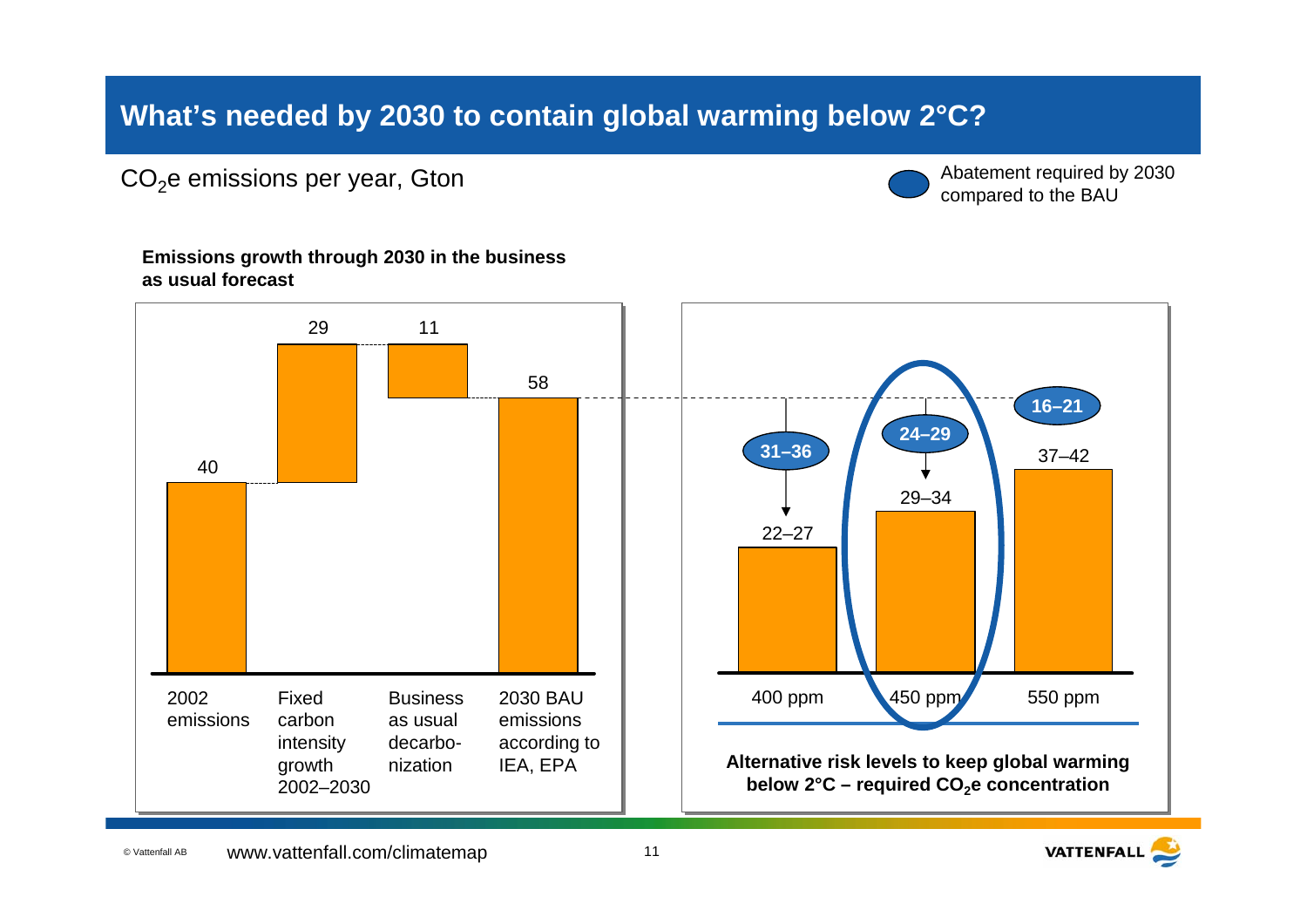# What's needed by 2030 to contain global warming below 2°C?

$CO_2$e emissions per year, Gton

Abatement required by 2030 compared to the BAU

**Emissions growth through 2030 in the business as usual forecast**

| 2002 emissions | Fixed carbon intensity growth 2002–2030 | Business as usual decarbo-nization | 2030 BAU emissions according to IEA, EPA |
|---|---|---|---|
| 40 | 29 | 11 | 58 |

**Alternative risk levels to keep global warming below 2°C – required $CO_2$e concentration**

| | 400 ppm | 450 ppm | 550 ppm |
|---|---|---|---|
| Abatement required by 2030 compared to the BAU | 31–36 | 24–29 | 16–21 |
| $CO_2$e emissions per year, Gton | 22–27 | 29–34 | 37–42 |

www.vattenfall.com/climatemap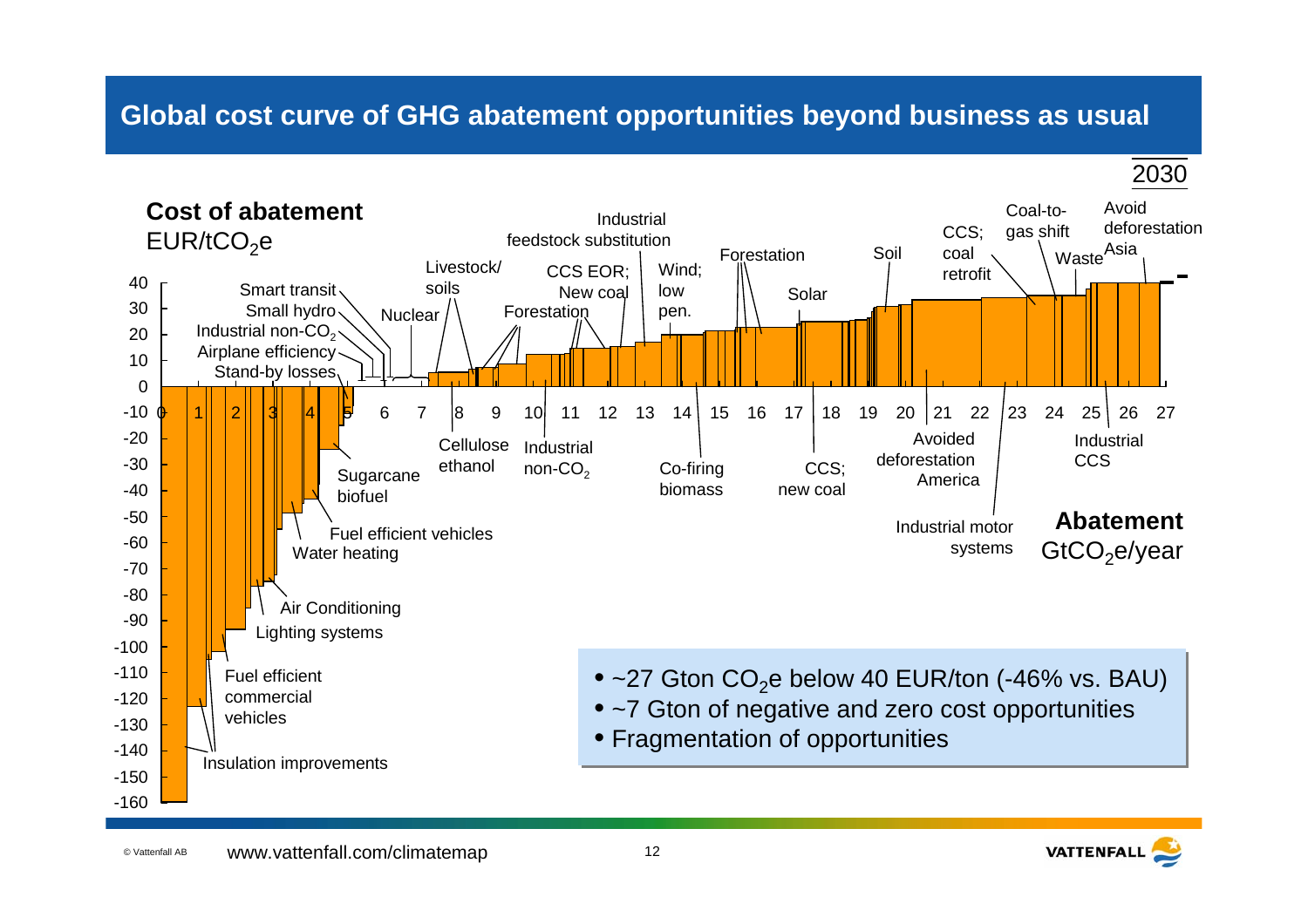# Global cost curve of GHG abatement opportunities beyond business as usual

2030

**Cost of abatement**
EUR/$tCO_2e$

Smart transit, Small hydro, Industrial non-$CO_2$, Airplane efficiency, Stand-by losses, Nuclear, Livestock/soils, CCS EOR; New coal, Forestation, Industrial feedstock substitution, Wind; low pen., Forestation, Solar, Soil, CCS; coal retrofit, Coal-to-gas shift, Waste, Avoid deforestation Asia

Insulation improvements, Fuel efficient commercial vehicles, Lighting systems, Air Conditioning, Water heating, Fuel efficient vehicles, Sugarcane biofuel, Cellulose ethanol, Industrial non-$CO_2$, Co-firing biomass, CCS; new coal, Avoided deforestation America, Industrial motor systems, Industrial CCS

**Abatement**
$GtCO_2e$/year

- ~27 Gton $CO_2e$ below 40 EUR/ton (-46% vs. BAU)
- ~7 Gton of negative and zero cost opportunities
- Fragmentation of opportunities

www.vattenfall.com/climatemap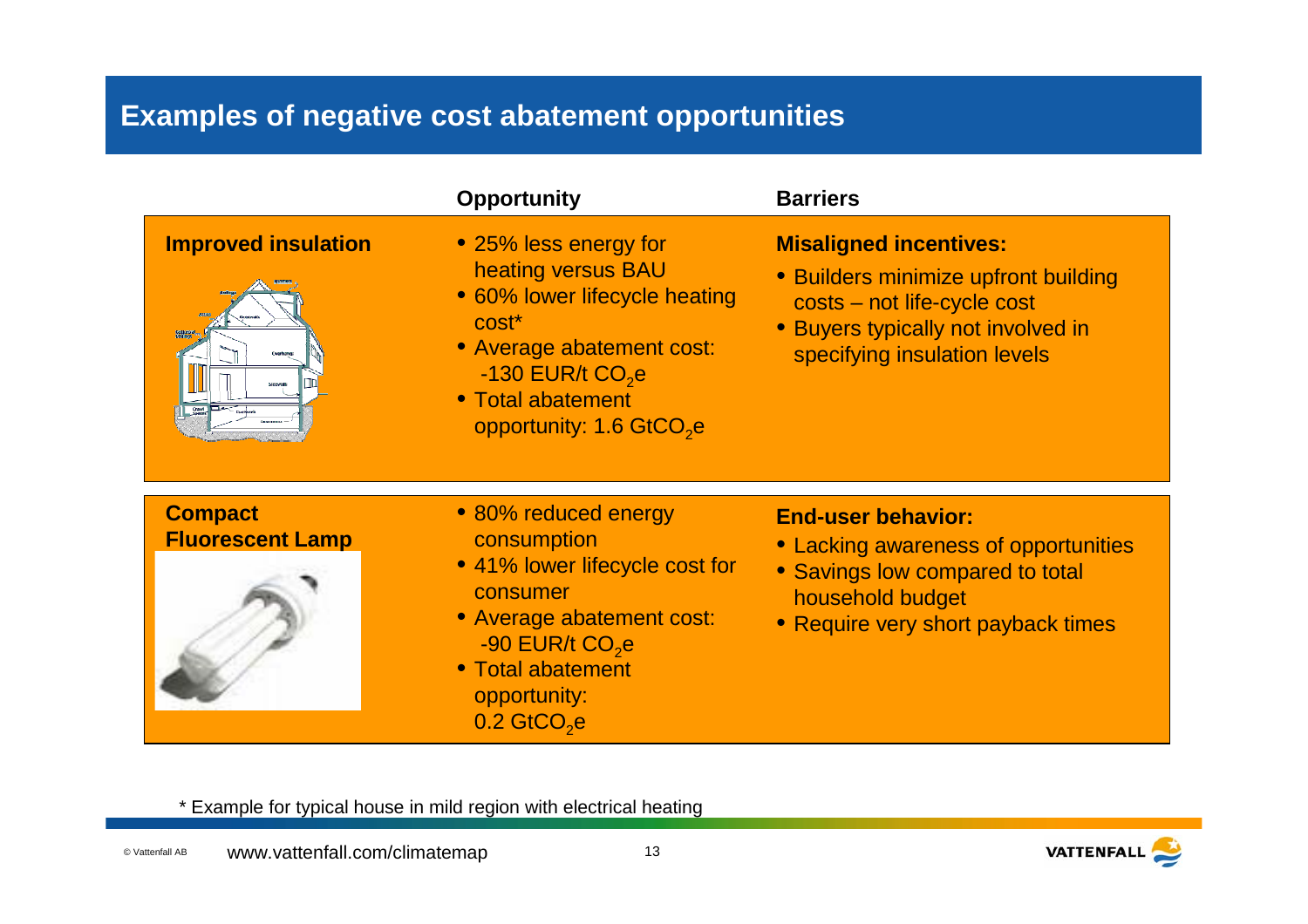# Examples of negative cost abatement opportunities

| | Opportunity | Barriers |
|---|---|---|
| **Improved insulation** | • 25% less energy for heating versus BAU<br>• 60% lower lifecycle heating cost*<br>• Average abatement cost: -130 EUR/t $CO_2$e<br>• Total abatement opportunity: 1.6 Gt$CO_2$e | **Misaligned incentives:**<br>• Builders minimize upfront building costs – not life-cycle cost<br>• Buyers typically not involved in specifying insulation levels |
| **Compact Fluorescent Lamp** | • 80% reduced energy consumption<br>• 41% lower lifecycle cost for consumer<br>• Average abatement cost: -90 EUR/t $CO_2$e<br>• Total abatement opportunity: 0.2 Gt$CO_2$e | **End-user behavior:**<br>• Lacking awareness of opportunities<br>• Savings low compared to total household budget<br>• Require very short payback times |

* Example for typical house in mild region with electrical heating

www.vattenfall.com/climatemap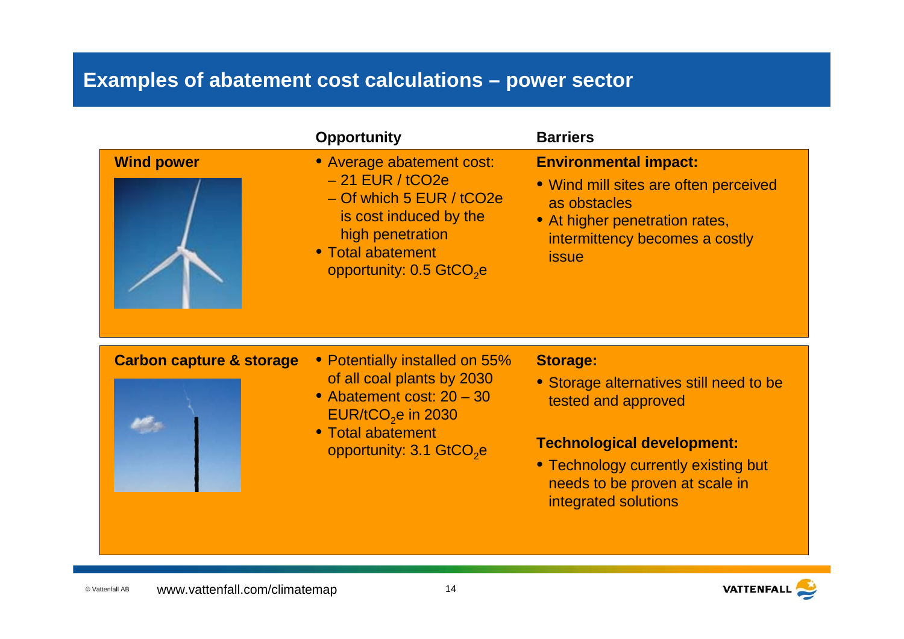# Examples of abatement cost calculations – power sector

| | Opportunity | Barriers |
|---|---|---|
| **Wind power** | • Average abatement cost:<br>– 21 EUR / tCO2e<br>– Of which 5 EUR / tCO2e is cost induced by the high penetration<br>• Total abatement opportunity: 0.5 $GtCO_2e$ | **Environmental impact:**<br>• Wind mill sites are often perceived as obstacles<br>• At higher penetration rates, intermittency becomes a costly issue |
| **Carbon capture & storage** | • Potentially installed on 55% of all coal plants by 2030<br>• Abatement cost: 20 – 30 $EUR/tCO_2e$ in 2030<br>• Total abatement opportunity: 3.1 $GtCO_2e$ | **Storage:**<br>• Storage alternatives still need to be tested and approved<br><br>**Technological development:**<br>• Technology currently existing but needs to be proven at scale in integrated solutions |

www.vattenfall.com/climatemap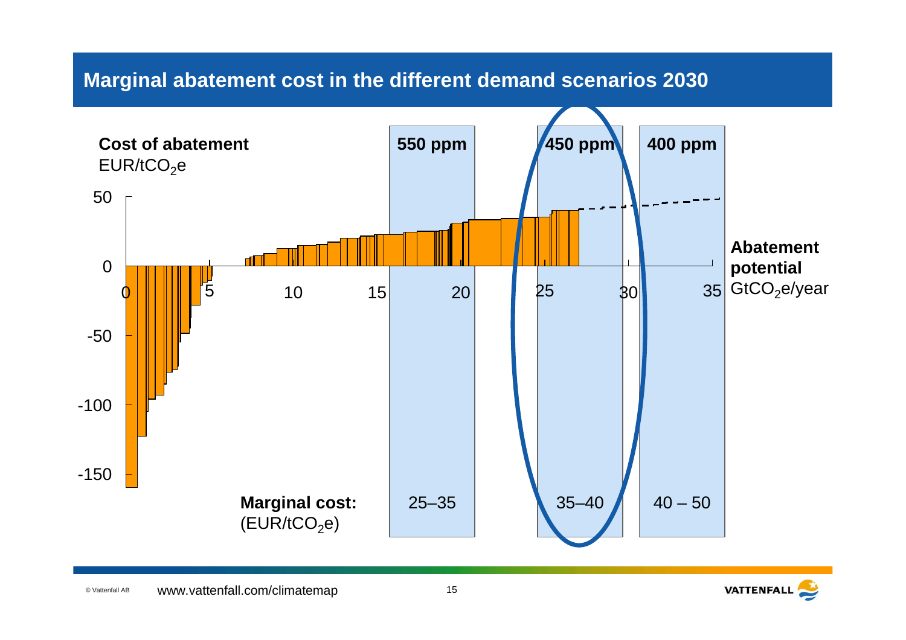# Marginal abatement cost in the different demand scenarios 2030

**Cost of abatement**
EUR/t$CO_2$e

**Abatement potential**
Gt$CO_2$e/year

| | 550 ppm | 450 ppm | 400 ppm |
|---|---|---|---|
| **Marginal cost:** (EUR/t$CO_2$e) | 25–35 | 35–40 | 40 – 50 |

www.vattenfall.com/climatemap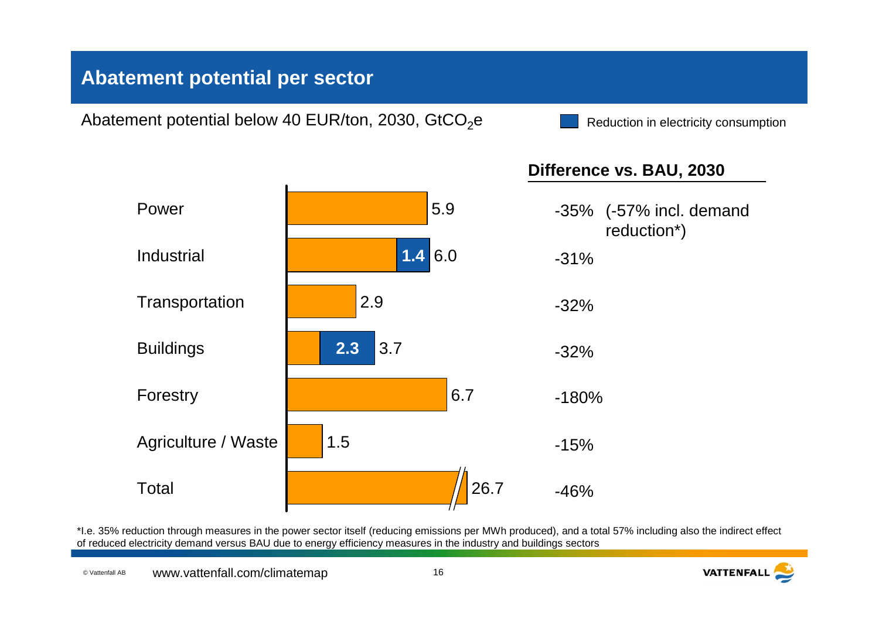# Abatement potential per sector

Abatement potential below 40 EUR/ton, 2030, $GtCO_2e$

■ Reduction in electricity consumption

| Sector | Abatement potential (GtCO₂e) | Of which reduction in electricity consumption | Difference vs. BAU, 2030 |
|---|---|---|---|
| Power | 5.9 | | -35% (-57% incl. demand reduction*) |
| Industrial | 6.0 | 1.4 | -31% |
| Transportation | 2.9 | | -32% |
| Buildings | 3.7 | 2.3 | -32% |
| Forestry | 6.7 | | -180% |
| Agriculture / Waste | 1.5 | | -15% |
| Total | 26.7 | | -46% |

*I.e. 35% reduction through measures in the power sector itself (reducing emissions per MWh produced), and a total 57% including also the indirect effect of reduced electricity demand versus BAU due to energy efficiency measures in the industry and buildings sectors

© Vattenfall AB www.vattenfall.com/climatemap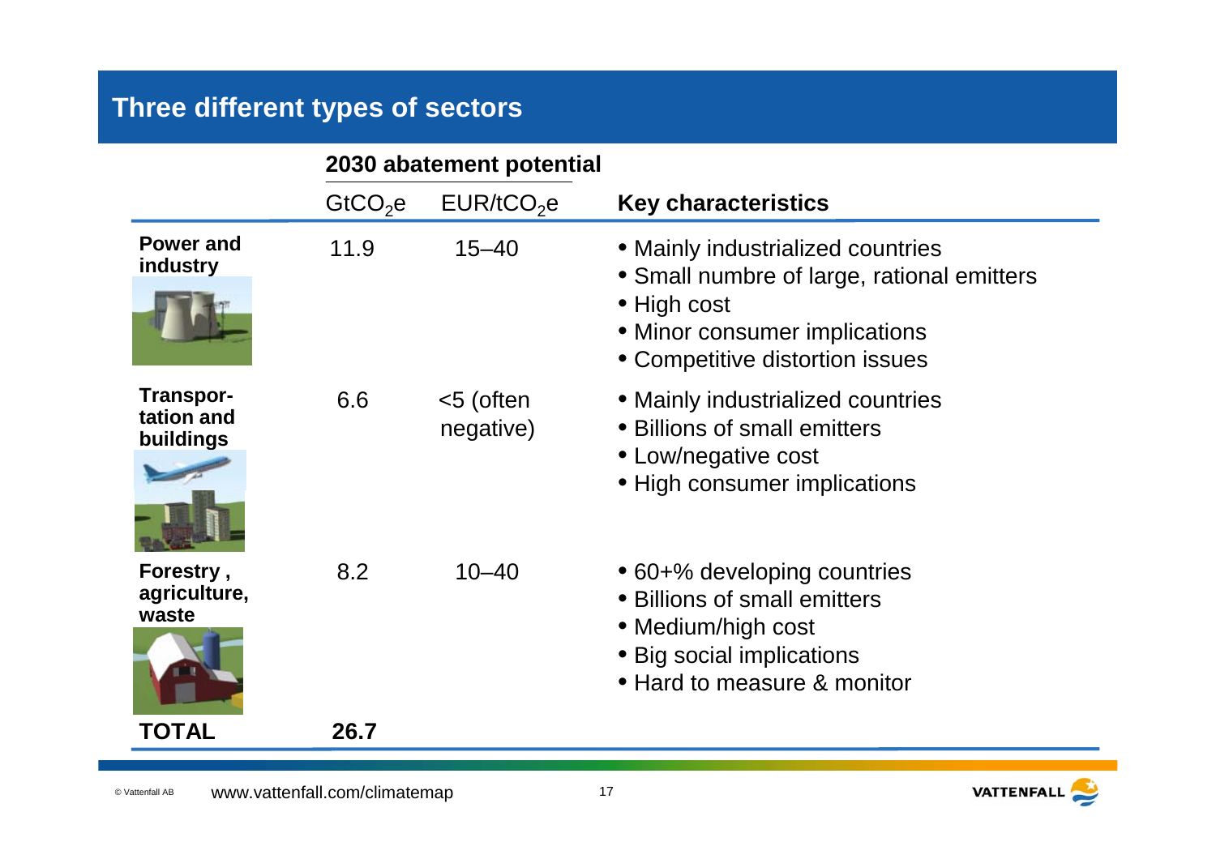## Three different types of sectors

| | 2030 abatement potential | | Key characteristics |
|---|---|---|---|
| | $GtCO_2e$ | $EUR/tCO_2e$ | |
| **Power and industry** | 11.9 | 15–40 | • Mainly industrialized countries<br>• Small numbre of large, rational emitters<br>• High cost<br>• Minor consumer implications<br>• Competitive distortion issues |
| **Transportation and buildings** | 6.6 | <5 (often negative) | • Mainly industrialized countries<br>• Billions of small emitters<br>• Low/negative cost<br>• High consumer implications |
| **Forestry, agriculture, waste** | 8.2 | 10–40 | • 60+% developing countries<br>• Billions of small emitters<br>• Medium/high cost<br>• Big social implications<br>• Hard to measure & monitor |
| **TOTAL** | **26.7** | | |

© Vattenfall AB www.vattenfall.com/climatemap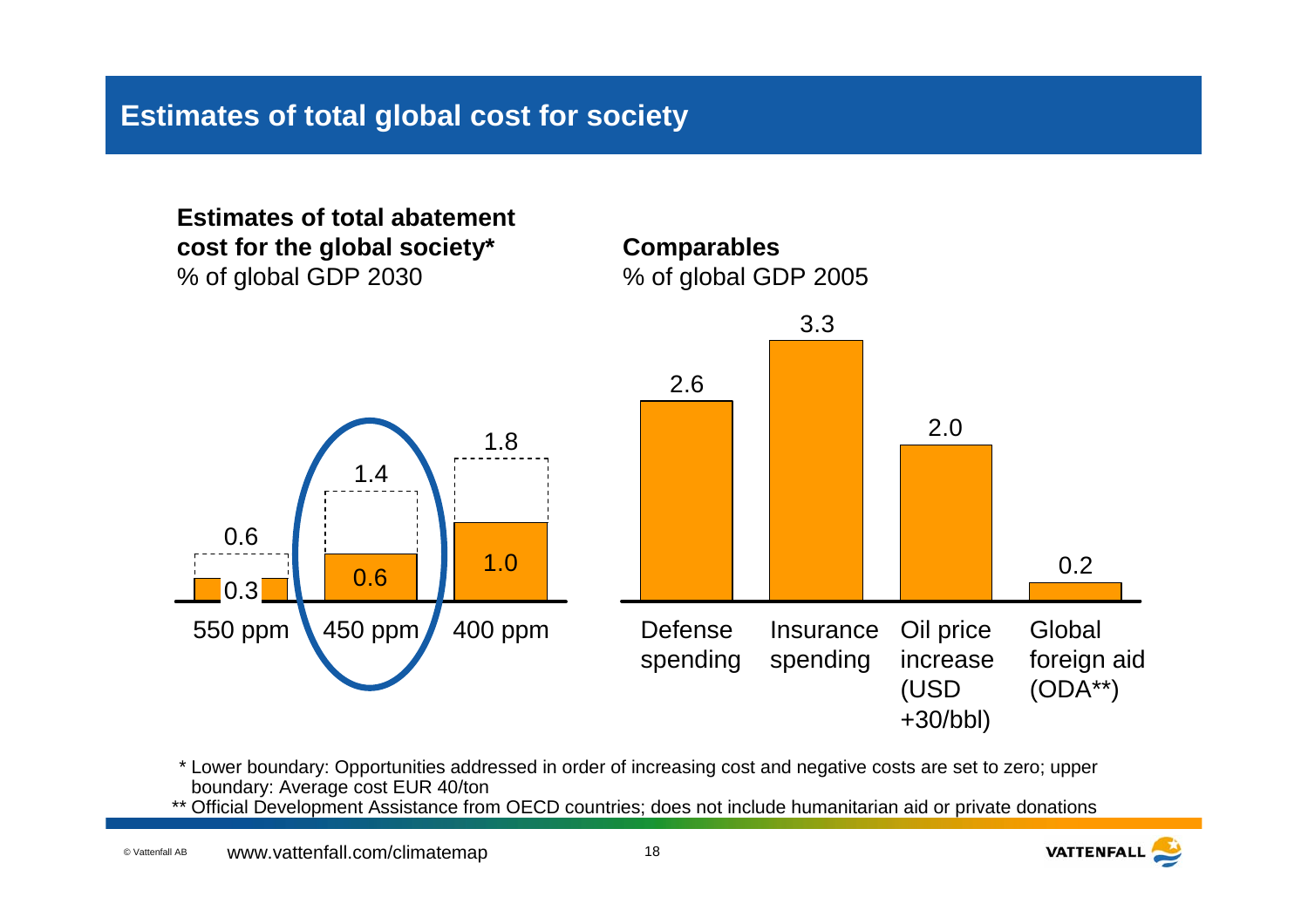## Estimates of total global cost for society

**Estimates of total abatement cost for the global society***
% of global GDP 2030

| Scenario | Lower boundary | Upper boundary |
|---|---|---|
| 550 ppm | 0.3 | 0.6 |
| 450 ppm | 0.6 | 1.4 |
| 400 ppm | 1.0 | 1.8 |

**Comparables**
% of global GDP 2005

| Comparable | % of global GDP 2005 |
|---|---|
| Defense spending | 2.6 |
| Insurance spending | 3.3 |
| Oil price increase (USD +30/bbl) | 2.0 |
| Global foreign aid (ODA**) | 0.2 |

\* Lower boundary: Opportunities addressed in order of increasing cost and negative costs are set to zero; upper boundary: Average cost EUR 40/ton

\** Official Development Assistance from OECD countries; does not include humanitarian aid or private donations

www.vattenfall.com/climatemap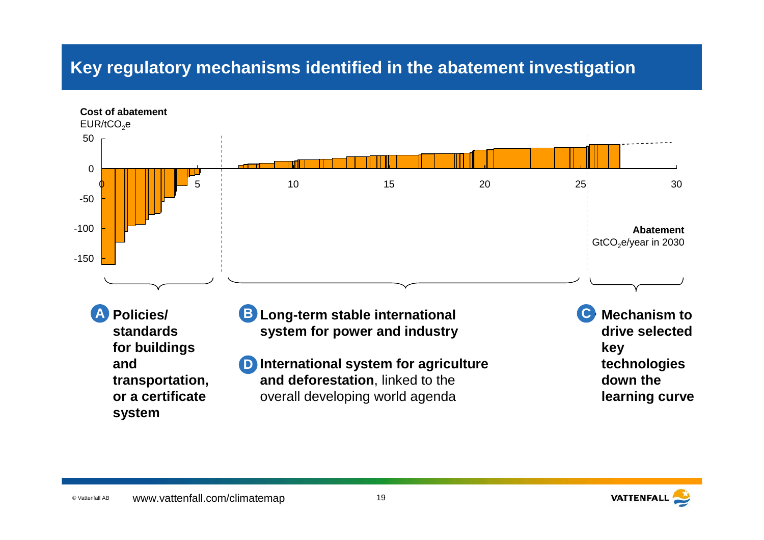# Key regulatory mechanisms identified in the abatement investigation

**Cost of abatement**
EUR/t$CO_2$e

50
0
-50
-100
-150

0 5 10 15 20 25 30

**Abatement**
Gt$CO_2$e/year in 2030

**A** **Policies/ standards for buildings and transportation, or a certificate system**

**B** **Long-term stable international system for power and industry**

**D** **International system for agriculture and deforestation**, linked to the overall developing world agenda

**C** **Mechanism to drive selected key technologies down the learning curve**

© Vattenfall AB

www.vattenfall.com/climatemap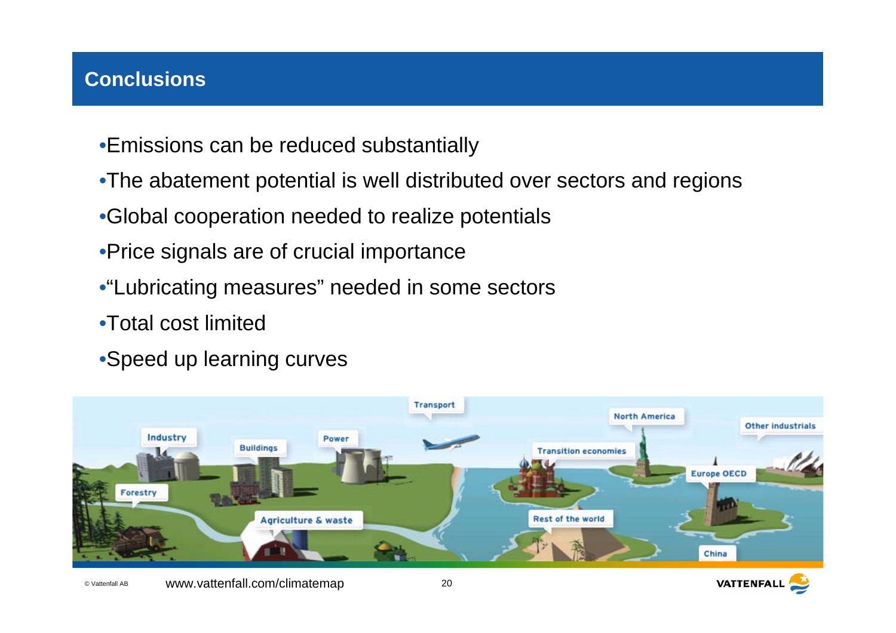## Conclusions

- Emissions can be reduced substantially
- The abatement potential is well distributed over sectors and regions
- Global cooperation needed to realize potentials
- Price signals are of crucial importance
- "Lubricating measures" needed in some sectors
- Total cost limited
- Speed up learning curves

www.vattenfall.com/climatemap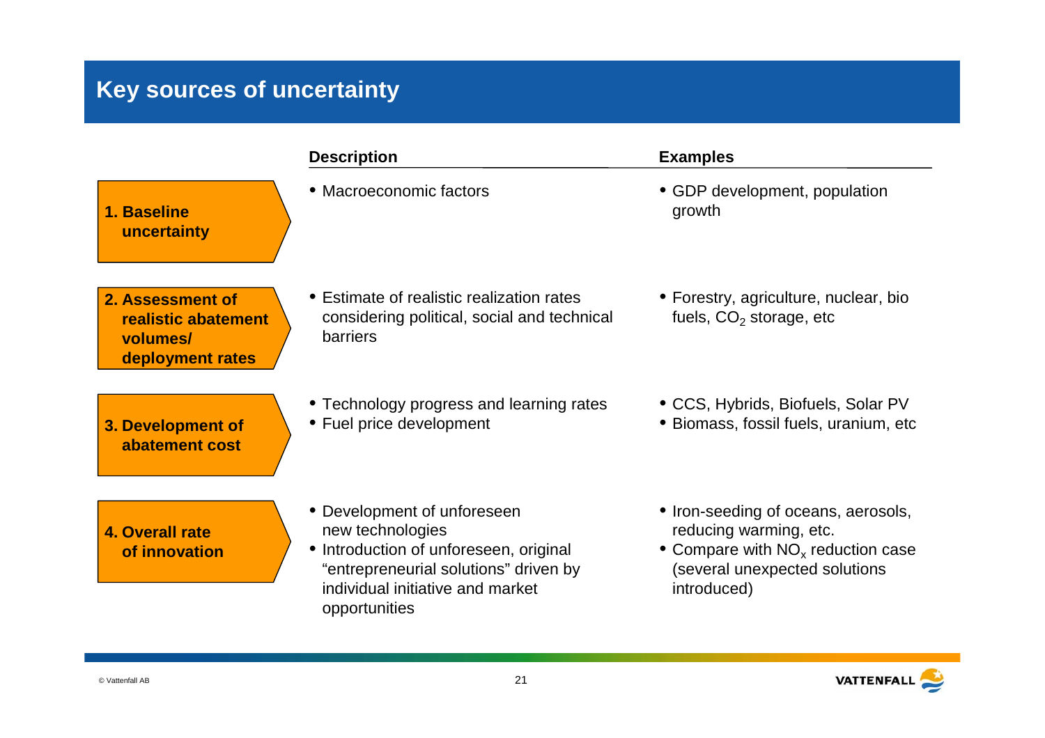# Key sources of uncertainty

| | Description | Examples |
|---|---|---|
| **1. Baseline uncertainty** | • Macroeconomic factors | • GDP development, population growth |
| **2. Assessment of realistic abatement volumes/ deployment rates** | • Estimate of realistic realization rates considering political, social and technical barriers | • Forestry, agriculture, nuclear, bio fuels, $CO_2$ storage, etc |
| **3. Development of abatement cost** | • Technology progress and learning rates<br>• Fuel price development | • CCS, Hybrids, Biofuels, Solar PV<br>• Biomass, fossil fuels, uranium, etc |
| **4. Overall rate of innovation** | • Development of unforeseen new technologies<br>• Introduction of unforeseen, original "entrepreneurial solutions" driven by individual initiative and market opportunities | • Iron-seeding of oceans, aerosols, reducing warming, etc.<br>• Compare with $NO_x$ reduction case (several unexpected solutions introduced) |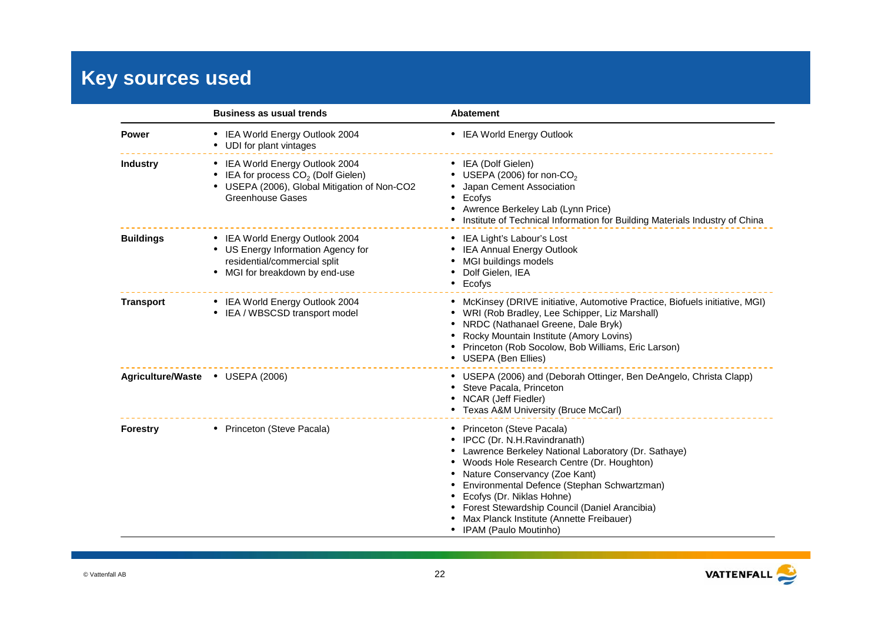# Key sources used

| | Business as usual trends | Abatement |
|---|---|---|
| **Power** | • IEA World Energy Outlook 2004<br>• UDI for plant vintages | • IEA World Energy Outlook |
| **Industry** | • IEA World Energy Outlook 2004<br>• IEA for process $CO_2$ (Dolf Gielen)<br>• USEPA (2006), Global Mitigation of Non-CO2 Greenhouse Gases | • IEA (Dolf Gielen)<br>• USEPA (2006) for non-$CO_2$<br>• Japan Cement Association<br>• Ecofys<br>• Awrence Berkeley Lab (Lynn Price)<br>• Institute of Technical Information for Building Materials Industry of China |
| **Buildings** | • IEA World Energy Outlook 2004<br>• US Energy Information Agency for residential/commercial split<br>• MGI for breakdown by end-use | • IEA Light's Labour's Lost<br>• IEA Annual Energy Outlook<br>• MGI buildings models<br>• Dolf Gielen, IEA<br>• Ecofys |
| **Transport** | • IEA World Energy Outlook 2004<br>• IEA / WBSCSD transport model | • McKinsey (DRIVE initiative, Automotive Practice, Biofuels initiative, MGI)<br>• WRI (Rob Bradley, Lee Schipper, Liz Marshall)<br>• NRDC (Nathanael Greene, Dale Bryk)<br>• Rocky Mountain Institute (Amory Lovins)<br>• Princeton (Rob Socolow, Bob Williams, Eric Larson)<br>• USEPA (Ben Ellies) |
| **Agriculture/Waste** | • USEPA (2006) | • USEPA (2006) and (Deborah Ottinger, Ben DeAngelo, Christa Clapp)<br>• Steve Pacala, Princeton<br>• NCAR (Jeff Fiedler)<br>• Texas A&M University (Bruce McCarl) |
| **Forestry** | • Princeton (Steve Pacala) | • Princeton (Steve Pacala)<br>• IPCC (Dr. N.H.Ravindranath)<br>• Lawrence Berkeley National Laboratory (Dr. Sathaye)<br>• Woods Hole Research Centre (Dr. Houghton)<br>• Nature Conservancy (Zoe Kant)<br>• Environmental Defence (Stephan Schwartzman)<br>• Ecofys (Dr. Niklas Hohne)<br>• Forest Stewardship Council (Daniel Arancibia)<br>• Max Planck Institute (Annette Freibauer)<br>• IPAM (Paulo Moutinho) |

© Vattenfall AB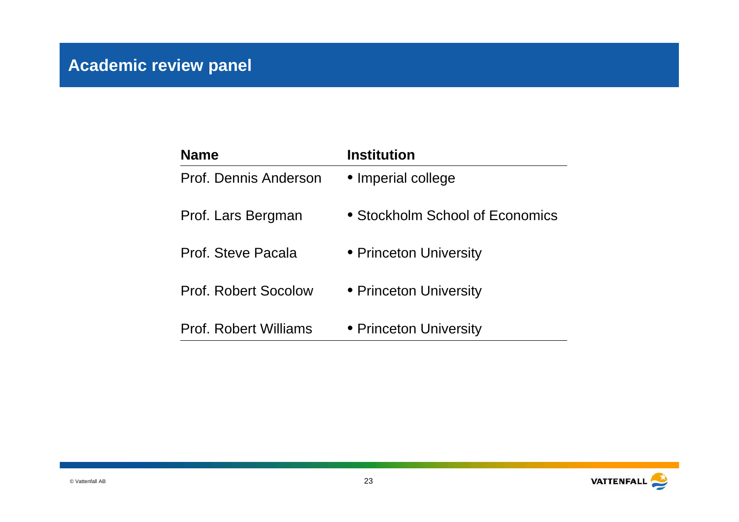# Academic review panel

| Name | Institution |
|---|---|
| Prof. Dennis Anderson | • Imperial college |
| Prof. Lars Bergman | • Stockholm School of Economics |
| Prof. Steve Pacala | • Princeton University |
| Prof. Robert Socolow | • Princeton University |
| Prof. Robert Williams | • Princeton University |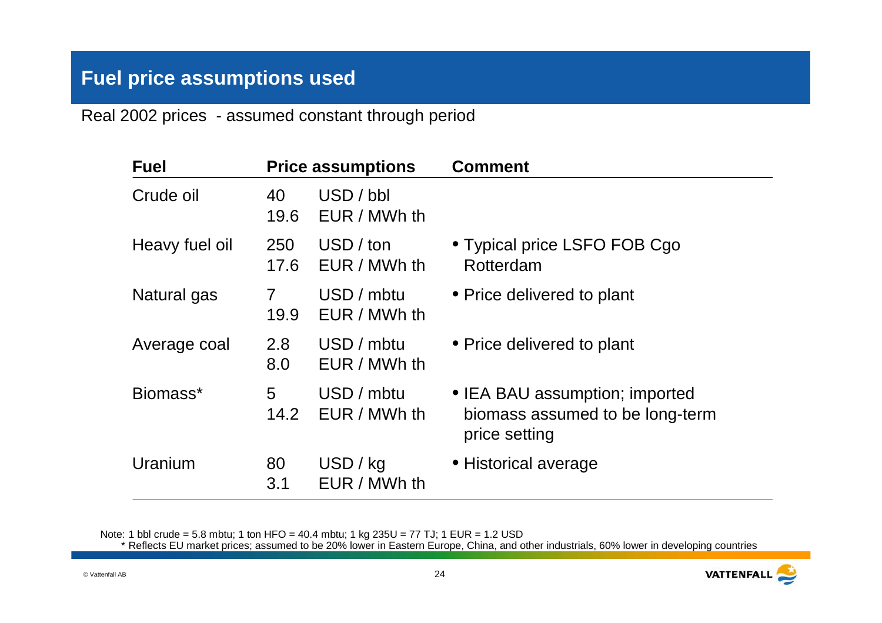# Fuel price assumptions used

Real 2002 prices - assumed constant through period

| Fuel | Price assumptions | | Comment |
|---|---|---|---|
| Crude oil | 40<br>19.6 | USD / bbl<br>EUR / MWh th | |
| Heavy fuel oil | 250<br>17.6 | USD / ton<br>EUR / MWh th | • Typical price LSFO FOB Cgo Rotterdam |
| Natural gas | 7<br>19.9 | USD / mbtu<br>EUR / MWh th | • Price delivered to plant |
| Average coal | 2.8<br>8.0 | USD / mbtu<br>EUR / MWh th | • Price delivered to plant |
| Biomass* | 5<br>14.2 | USD / mbtu<br>EUR / MWh th | • IEA BAU assumption; imported biomass assumed to be long-term price setting |
| Uranium | 80<br>3.1 | USD / kg<br>EUR / MWh th | • Historical average |

Note: 1 bbl crude = 5.8 mbtu; 1 ton HFO = 40.4 mbtu; 1 kg 235U = 77 TJ; 1 EUR = 1.2 USD

\* Reflects EU market prices; assumed to be 20% lower in Eastern Europe, China, and other industrials, 60% lower in developing countries

© Vattenfall AB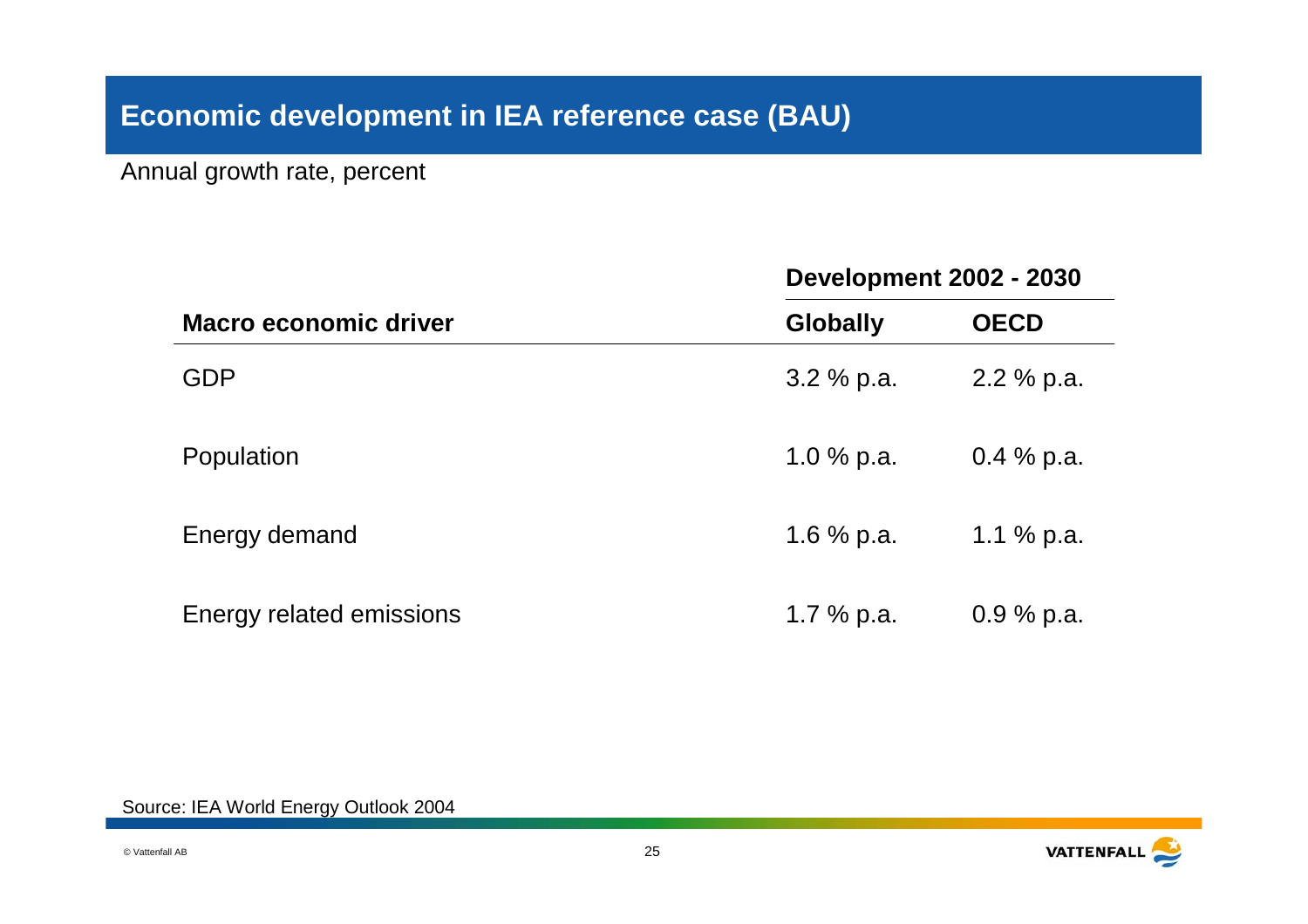## Economic development in IEA reference case (BAU)

Annual growth rate, percent

| Macro economic driver | Development 2002 - 2030 | |
|---|---|---|
| | **Globally** | **OECD** |
| GDP | 3.2 % p.a. | 2.2 % p.a. |
| Population | 1.0 % p.a. | 0.4 % p.a. |
| Energy demand | 1.6 % p.a. | 1.1 % p.a. |
| Energy related emissions | 1.7 % p.a. | 0.9 % p.a. |

Source: IEA World Energy Outlook 2004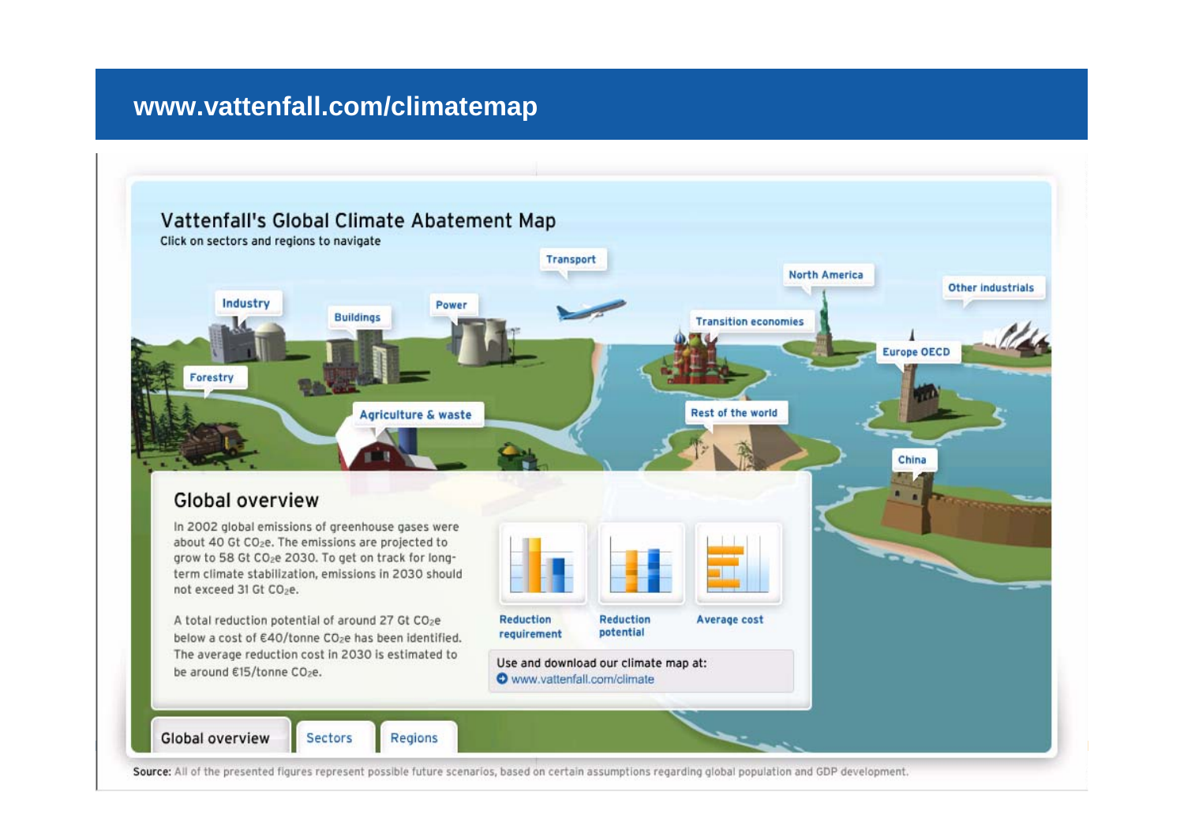# www.vattenfall.com/climatemap

## Vattenfall's Global Climate Abatement Map

Click on sectors and regions to navigate

Transport

North America

Other industrials

Industry

Power

Buildings

Transition economies

Europe OECD

Forestry

Agriculture & waste

Rest of the world

China

### Global overview

In 2002 global emissions of greenhouse gases were about 40 Gt $CO_2e$. The emissions are projected to grow to 58 Gt $CO_2e$ 2030. To get on track for long-term climate stabilization, emissions in 2030 should not exceed 31 Gt $CO_2e$.

A total reduction potential of around 27 Gt $CO_2e$ below a cost of €40/tonne $CO_2e$ has been identified. The average reduction cost in 2030 is estimated to be around €15/tonne $CO_2e$.

Reduction requirement

Reduction potential

Average cost

Use and download our climate map at:
www.vattenfall.com/climate

Global overview | Sectors | Regions

**Source:** All of the presented figures represent possible future scenarios, based on certain assumptions regarding global population and GDP development.